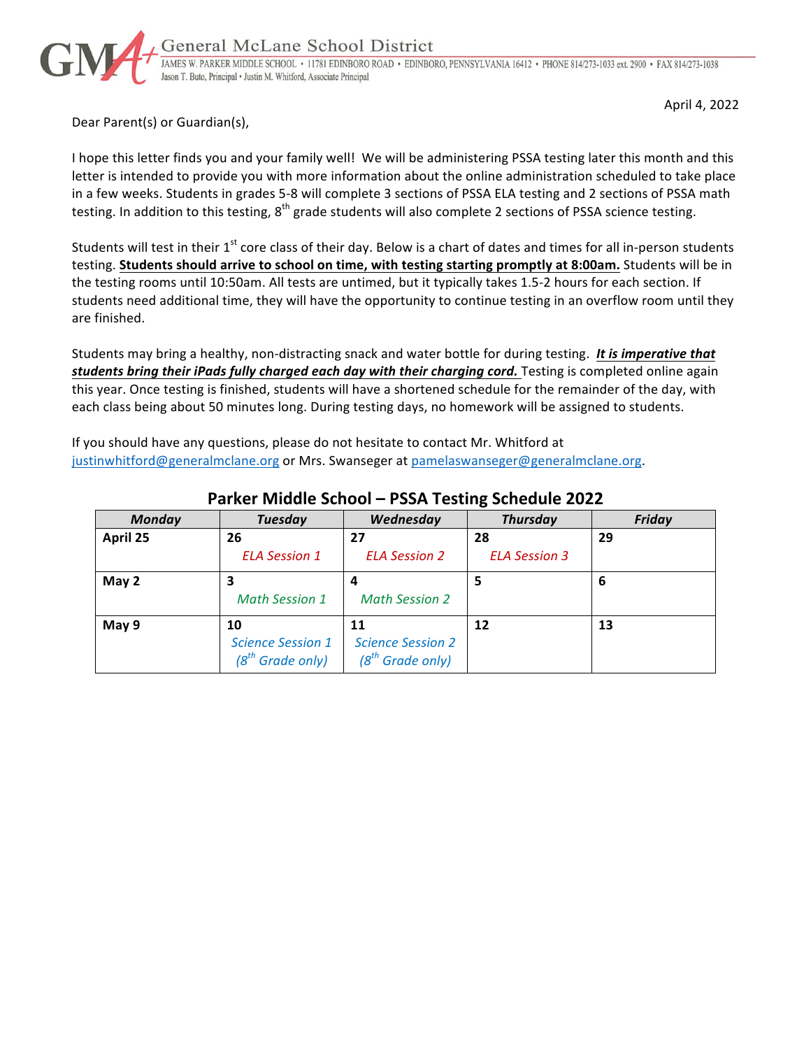General McLane School District

JAMES W. PARKER MIDDLE SCHOOL • 11781 EDINBORO ROAD • EDINBORO, PENNSYLVANIA 16412 • PHONE 814/273-1033 ext. 2900 • FAX 814/273-1038
Jason T. Buto, Principal • Justin M. Whitford, Associate Principal

April 4, 2022

Dear Parent(s) or Guardian(s),

I hope this letter finds you and your family well! We will be administering PSSA testing later this month and this letter is intended to provide you with more information about the online administration scheduled to take place in a few weeks. Students in grades 5-8 will complete 3 sections of PSSA ELA testing and 2 sections of PSSA math testing. In addition to this testing, 8th grade students will also complete 2 sections of PSSA science testing.

Students will test in their 1st core class of their day. Below is a chart of dates and times for all in-person students testing. **Students should arrive to school on time, with testing starting promptly at 8:00am.** Students will be in the testing rooms until 10:50am. All tests are untimed, but it typically takes 1.5-2 hours for each section. If students need additional time, they will have the opportunity to continue testing in an overflow room until they are finished.

Students may bring a healthy, non-distracting snack and water bottle for during testing. ***It is imperative that students bring their iPads fully charged each day with their charging cord.*** Testing is completed online again this year. Once testing is finished, students will have a shortened schedule for the remainder of the day, with each class being about 50 minutes long. During testing days, no homework will be assigned to students.

If you should have any questions, please do not hesitate to contact Mr. Whitford at justinwhitford@generalmclane.org or Mrs. Swanseger at pamelaswanseger@generalmclane.org.

## Parker Middle School – PSSA Testing Schedule 2022

| *Monday* | *Tuesday* | *Wednesday* | *Thursday* | *Friday* |
|---|---|---|---|---|
| **April 25** | **26** *ELA Session 1* | **27** *ELA Session 2* | **28** *ELA Session 3* | **29** |
| **May 2** | **3** *Math Session 1* | **4** *Math Session 2* | **5** | **6** |
| **May 9** | **10** *Science Session 1 (8th Grade only)* | **11** *Science Session 2 (8th Grade only)* | **12** | **13** |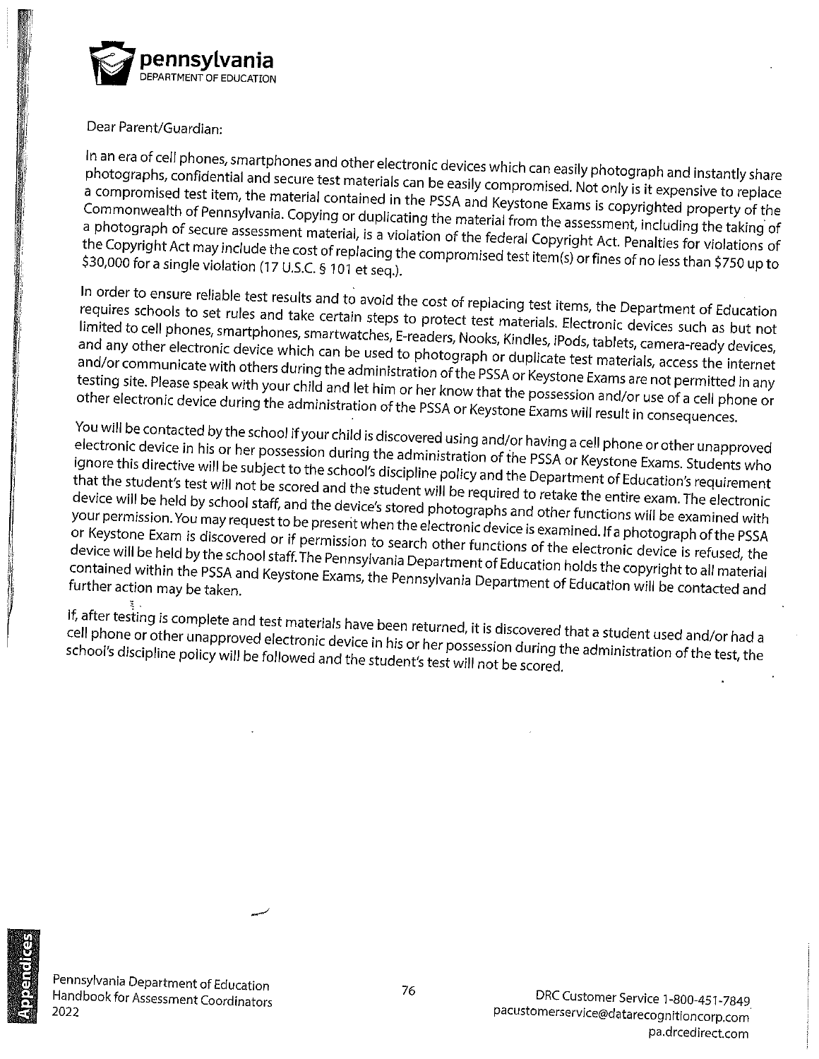**pennsylvania**
DEPARTMENT OF EDUCATION

Dear Parent/Guardian:

In an era of cell phones, smartphones and other electronic devices which can easily photograph and instantly share photographs, confidential and secure test materials can be easily compromised. Not only is it expensive to replace a compromised test item, the material contained in the PSSA and Keystone Exams is copyrighted property of the Commonwealth of Pennsylvania. Copying or duplicating the material from the assessment, including the taking of a photograph of secure assessment material, is a violation of the federal Copyright Act. Penalties for violations of the Copyright Act may include the cost of replacing the compromised test item(s) or fines of no less than $750 up to $30,000 for a single violation (17 U.S.C. § 101 et seq.).

In order to ensure reliable test results and to avoid the cost of replacing test items, the Department of Education requires schools to set rules and take certain steps to protect test materials. Electronic devices such as but not limited to cell phones, smartphones, smartwatches, E-readers, Nooks, Kindles, iPods, tablets, camera-ready devices, and any other electronic device which can be used to photograph or duplicate test materials, access the internet and/or communicate with others during the administration of the PSSA or Keystone Exams are not permitted in any testing site. Please speak with your child and let him or her know that the possession and/or use of a cell phone or other electronic device during the administration of the PSSA or Keystone Exams will result in consequences.

You will be contacted by the school if your child is discovered using and/or having a cell phone or other unapproved electronic device in his or her possession during the administration of the PSSA or Keystone Exams. Students who ignore this directive will be subject to the school's discipline policy and the Department of Education's requirement that the student's test will not be scored and the student will be required to retake the entire exam. The electronic device will be held by school staff, and the device's stored photographs and other functions will be examined with your permission. You may request to be present when the electronic device is examined. If a photograph of the PSSA or Keystone Exam is discovered or if permission to search other functions of the electronic device is refused, the device will be held by the school staff. The Pennsylvania Department of Education holds the copyright to all material contained within the PSSA and Keystone Exams, the Pennsylvania Department of Education will be contacted and further action may be taken.

If, after testing is complete and test materials have been returned, it is discovered that a student used and/or had a cell phone or other unapproved electronic device in his or her possession during the administration of the test, the school's discipline policy will be followed and the student's test will not be scored.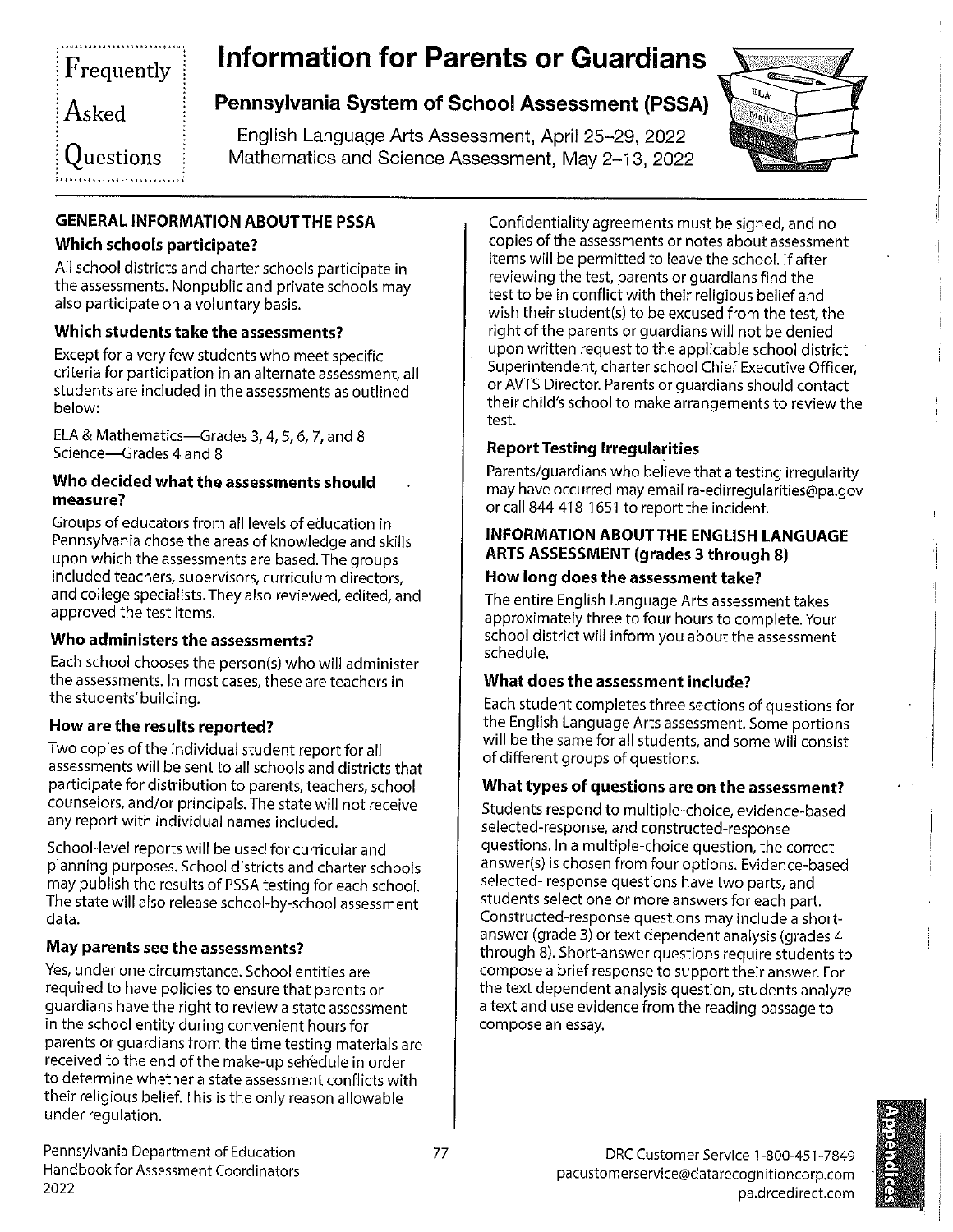Frequently Asked Questions

# Information for Parents or Guardians

## Pennsylvania System of School Assessment (PSSA)

English Language Arts Assessment, April 25–29, 2022
Mathematics and Science Assessment, May 2–13, 2022

### GENERAL INFORMATION ABOUT THE PSSA

#### Which schools participate?

All school districts and charter schools participate in the assessments. Nonpublic and private schools may also participate on a voluntary basis.

#### Which students take the assessments?

Except for a very few students who meet specific criteria for participation in an alternate assessment, all students are included in the assessments as outlined below:

ELA & Mathematics—Grades 3, 4, 5, 6, 7, and 8
Science—Grades 4 and 8

#### Who decided what the assessments should measure?

Groups of educators from all levels of education in Pennsylvania chose the areas of knowledge and skills upon which the assessments are based. The groups included teachers, supervisors, curriculum directors, and college specialists. They also reviewed, edited, and approved the test items.

#### Who administers the assessments?

Each school chooses the person(s) who will administer the assessments. In most cases, these are teachers in the students' building.

#### How are the results reported?

Two copies of the individual student report for all assessments will be sent to all schools and districts that participate for distribution to parents, teachers, school counselors, and/or principals. The state will not receive any report with individual names included.

School-level reports will be used for curricular and planning purposes. School districts and charter schools may publish the results of PSSA testing for each school. The state will also release school-by-school assessment data.

#### May parents see the assessments?

Yes, under one circumstance. School entities are required to have policies to ensure that parents or guardians have the right to review a state assessment in the school entity during convenient hours for parents or guardians from the time testing materials are received to the end of the make-up schedule in order to determine whether a state assessment conflicts with their religious belief. This is the only reason allowable under regulation. Confidentiality agreements must be signed, and no copies of the assessments or notes about assessment items will be permitted to leave the school. If after reviewing the test, parents or guardians find the test to be in conflict with their religious belief and wish their student(s) to be excused from the test, the right of the parents or guardians will not be denied upon written request to the applicable school district Superintendent, charter school Chief Executive Officer, or AVTS Director. Parents or guardians should contact their child's school to make arrangements to review the test.

#### Report Testing Irregularities

Parents/guardians who believe that a testing irregularity may have occurred may email ra-edirregularities@pa.gov or call 844-418-1651 to report the incident.

### INFORMATION ABOUT THE ENGLISH LANGUAGE ARTS ASSESSMENT (grades 3 through 8)

#### How long does the assessment take?

The entire English Language Arts assessment takes approximately three to four hours to complete. Your school district will inform you about the assessment schedule.

#### What does the assessment include?

Each student completes three sections of questions for the English Language Arts assessment. Some portions will be the same for all students, and some will consist of different groups of questions.

#### What types of questions are on the assessment?

Students respond to multiple-choice, evidence-based selected-response, and constructed-response questions. In a multiple-choice question, the correct answer(s) is chosen from four options. Evidence-based selected- response questions have two parts, and students select one or more answers for each part. Constructed-response questions may include a short-answer (grade 3) or text dependent analysis (grades 4 through 8). Short-answer questions require students to compose a brief response to support their answer. For the text dependent analysis question, students analyze a text and use evidence from the reading passage to compose an essay.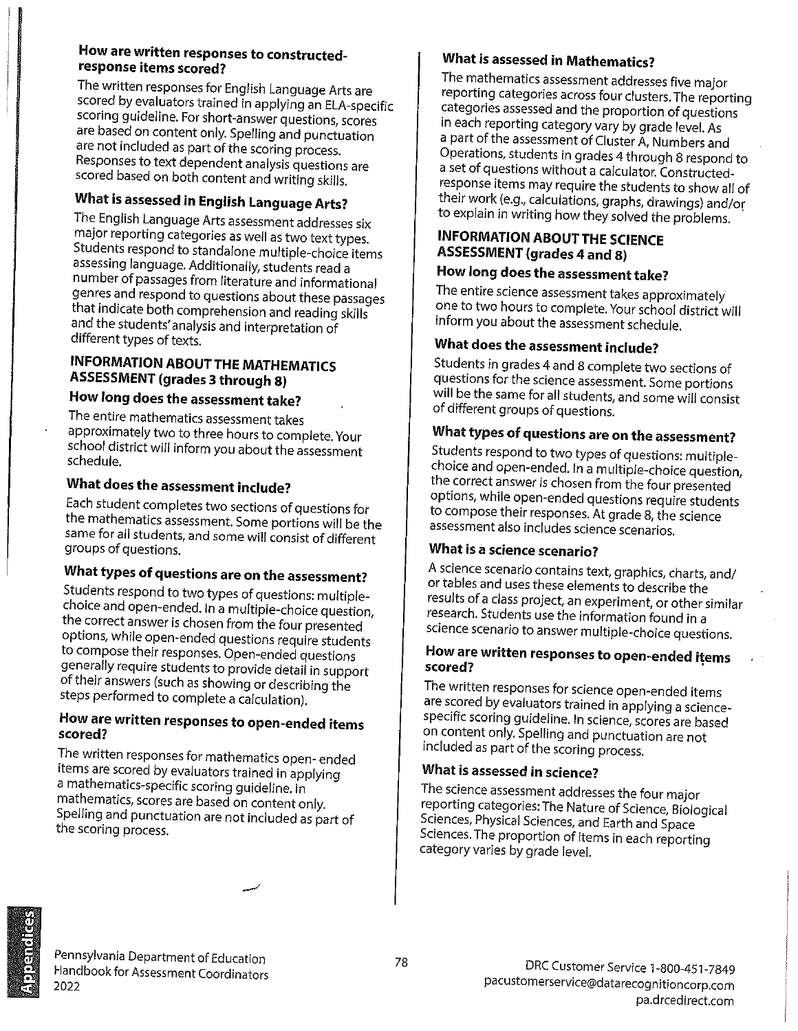### How are written responses to constructed-response items scored?

The written responses for English Language Arts are scored by evaluators trained in applying an ELA-specific scoring guideline. For short-answer questions, scores are based on content only. Spelling and punctuation are not included as part of the scoring process. Responses to text dependent analysis questions are scored based on both content and writing skills.

### What is assessed in English Language Arts?

The English Language Arts assessment addresses six major reporting categories as well as two text types. Students respond to standalone multiple-choice items assessing language. Additionally, students read a number of passages from literature and informational genres and respond to questions about these passages that indicate both comprehension and reading skills and the students' analysis and interpretation of different types of texts.

## INFORMATION ABOUT THE MATHEMATICS ASSESSMENT (grades 3 through 8)

### How long does the assessment take?

The entire mathematics assessment takes approximately two to three hours to complete. Your school district will inform you about the assessment schedule.

### What does the assessment include?

Each student completes two sections of questions for the mathematics assessment. Some portions will be the same for all students, and some will consist of different groups of questions.

### What types of questions are on the assessment?

Students respond to two types of questions: multiple-choice and open-ended. In a multiple-choice question, the correct answer is chosen from the four presented options, while open-ended questions require students to compose their responses. Open-ended questions generally require students to provide detail in support of their answers (such as showing or describing the steps performed to complete a calculation).

### How are written responses to open-ended items scored?

The written responses for mathematics open- ended items are scored by evaluators trained in applying a mathematics-specific scoring guideline. In mathematics, scores are based on content only. Spelling and punctuation are not included as part of the scoring process.

### What is assessed in Mathematics?

The mathematics assessment addresses five major reporting categories across four clusters. The reporting categories assessed and the proportion of questions in each reporting category vary by grade level. As a part of the assessment of Cluster A, Numbers and Operations, students in grades 4 through 8 respond to a set of questions without a calculator. Constructed-response items may require the students to show all of their work (e.g., calculations, graphs, drawings) and/or to explain in writing how they solved the problems.

## INFORMATION ABOUT THE SCIENCE ASSESSMENT (grades 4 and 8)

### How long does the assessment take?

The entire science assessment takes approximately one to two hours to complete. Your school district will inform you about the assessment schedule.

### What does the assessment include?

Students in grades 4 and 8 complete two sections of questions for the science assessment. Some portions will be the same for all students, and some will consist of different groups of questions.

### What types of questions are on the assessment?

Students respond to two types of questions: multiple-choice and open-ended. In a multiple-choice question, the correct answer is chosen from the four presented options, while open-ended questions require students to compose their responses. At grade 8, the science assessment also includes science scenarios.

### What is a science scenario?

A science scenario contains text, graphics, charts, and/or tables and uses these elements to describe the results of a class project, an experiment, or other similar research. Students use the information found in a science scenario to answer multiple-choice questions.

### How are written responses to open-ended items scored?

The written responses for science open-ended items are scored by evaluators trained in applying a science-specific scoring guideline. In science, scores are based on content only. Spelling and punctuation are not included as part of the scoring process.

### What is assessed in science?

The science assessment addresses the four major reporting categories: The Nature of Science, Biological Sciences, Physical Sciences, and Earth and Space Sciences. The proportion of items in each reporting category varies by grade level.